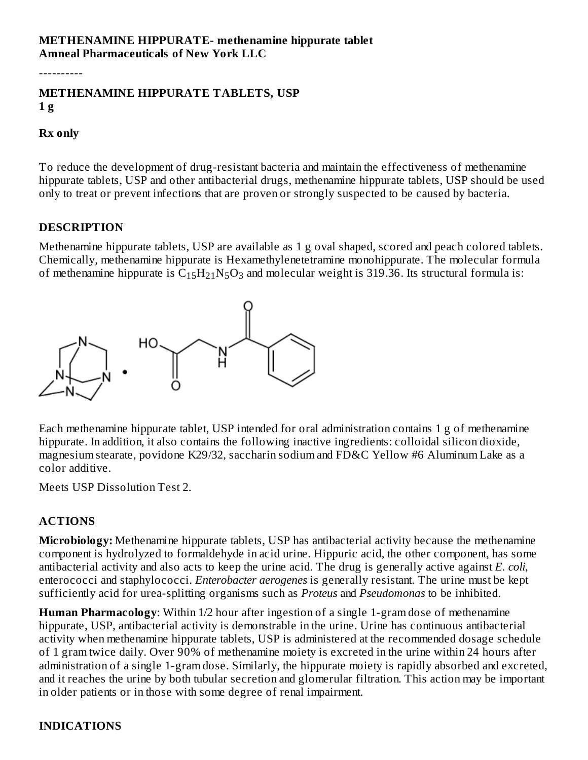**METHENAMINE HIPPURATE- methenamine hippurate tablet**
**Amneal Pharmaceuticals of New York LLC**

----------

**METHENAMINE HIPPURATE TABLETS, USP**
**1 g**

**Rx only**

To reduce the development of drug-resistant bacteria and maintain the effectiveness of methenamine hippurate tablets, USP and other antibacterial drugs, methenamine hippurate tablets, USP should be used only to treat or prevent infections that are proven or strongly suspected to be caused by bacteria.

## DESCRIPTION

Methenamine hippurate tablets, USP are available as 1 g oval shaped, scored and peach colored tablets. Chemically, methenamine hippurate is Hexamethylenetetramine monohippurate. The molecular formula of methenamine hippurate is $C_{15}H_{21}N_5O_3$ and molecular weight is 319.36. Its structural formula is:

Each methenamine hippurate tablet, USP intended for oral administration contains 1 g of methenamine hippurate. In addition, it also contains the following inactive ingredients: colloidal silicon dioxide, magnesium stearate, povidone K29/32, saccharin sodium and FD&C Yellow #6 Aluminum Lake as a color additive.

Meets USP Dissolution Test 2.

## ACTIONS

**Microbiology:** Methenamine hippurate tablets, USP has antibacterial activity because the methenamine component is hydrolyzed to formaldehyde in acid urine. Hippuric acid, the other component, has some antibacterial activity and also acts to keep the urine acid. The drug is generally active against *E. coli*, enterococci and staphylococci. *Enterobacter aerogenes* is generally resistant. The urine must be kept sufficiently acid for urea-splitting organisms such as *Proteus* and *Pseudomonas* to be inhibited.

**Human Pharmacology**: Within 1/2 hour after ingestion of a single 1-gram dose of methenamine hippurate, USP, antibacterial activity is demonstrable in the urine. Urine has continuous antibacterial activity when methenamine hippurate tablets, USP is administered at the recommended dosage schedule of 1 gram twice daily. Over 90% of methenamine moiety is excreted in the urine within 24 hours after administration of a single 1-gram dose. Similarly, the hippurate moiety is rapidly absorbed and excreted, and it reaches the urine by both tubular secretion and glomerular filtration. This action may be important in older patients or in those with some degree of renal impairment.

## INDICATIONS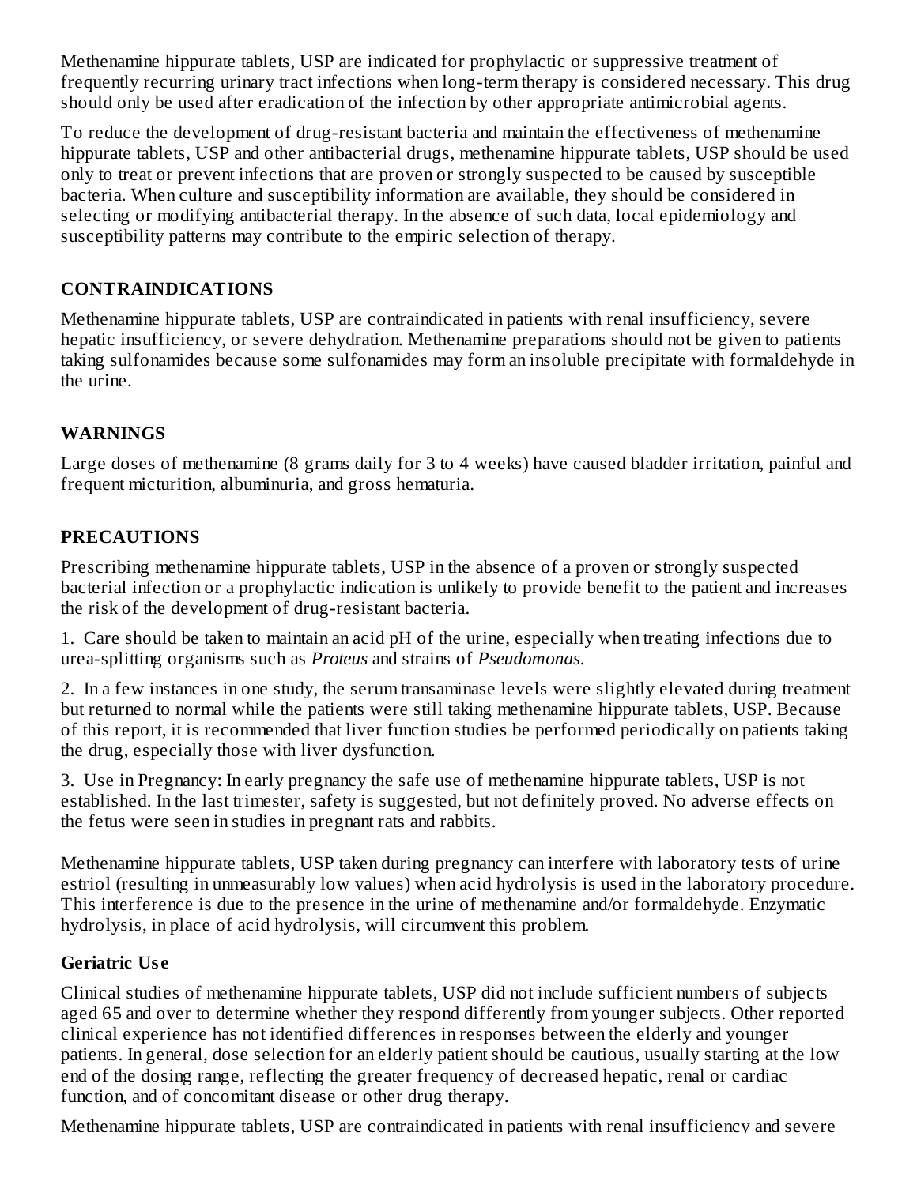Methenamine hippurate tablets, USP are indicated for prophylactic or suppressive treatment of frequently recurring urinary tract infections when long-term therapy is considered necessary. This drug should only be used after eradication of the infection by other appropriate antimicrobial agents.

To reduce the development of drug-resistant bacteria and maintain the effectiveness of methenamine hippurate tablets, USP and other antibacterial drugs, methenamine hippurate tablets, USP should be used only to treat or prevent infections that are proven or strongly suspected to be caused by susceptible bacteria. When culture and susceptibility information are available, they should be considered in selecting or modifying antibacterial therapy. In the absence of such data, local epidemiology and susceptibility patterns may contribute to the empiric selection of therapy.

## CONTRAINDICATIONS

Methenamine hippurate tablets, USP are contraindicated in patients with renal insufficiency, severe hepatic insufficiency, or severe dehydration. Methenamine preparations should not be given to patients taking sulfonamides because some sulfonamides may form an insoluble precipitate with formaldehyde in the urine.

## WARNINGS

Large doses of methenamine (8 grams daily for 3 to 4 weeks) have caused bladder irritation, painful and frequent micturition, albuminuria, and gross hematuria.

## PRECAUTIONS

Prescribing methenamine hippurate tablets, USP in the absence of a proven or strongly suspected bacterial infection or a prophylactic indication is unlikely to provide benefit to the patient and increases the risk of the development of drug-resistant bacteria.

1. Care should be taken to maintain an acid pH of the urine, especially when treating infections due to urea-splitting organisms such as *Proteus* and strains of *Pseudomonas.*

2. In a few instances in one study, the serum transaminase levels were slightly elevated during treatment but returned to normal while the patients were still taking methenamine hippurate tablets, USP. Because of this report, it is recommended that liver function studies be performed periodically on patients taking the drug, especially those with liver dysfunction.

3. Use in Pregnancy: In early pregnancy the safe use of methenamine hippurate tablets, USP is not established. In the last trimester, safety is suggested, but not definitely proved. No adverse effects on the fetus were seen in studies in pregnant rats and rabbits.

Methenamine hippurate tablets, USP taken during pregnancy can interfere with laboratory tests of urine estriol (resulting in unmeasurably low values) when acid hydrolysis is used in the laboratory procedure. This interference is due to the presence in the urine of methenamine and/or formaldehyde. Enzymatic hydrolysis, in place of acid hydrolysis, will circumvent this problem.

### Geriatric Use

Clinical studies of methenamine hippurate tablets, USP did not include sufficient numbers of subjects aged 65 and over to determine whether they respond differently from younger subjects. Other reported clinical experience has not identified differences in responses between the elderly and younger patients. In general, dose selection for an elderly patient should be cautious, usually starting at the low end of the dosing range, reflecting the greater frequency of decreased hepatic, renal or cardiac function, and of concomitant disease or other drug therapy.

Methenamine hippurate tablets, USP are contraindicated in patients with renal insufficiency and severe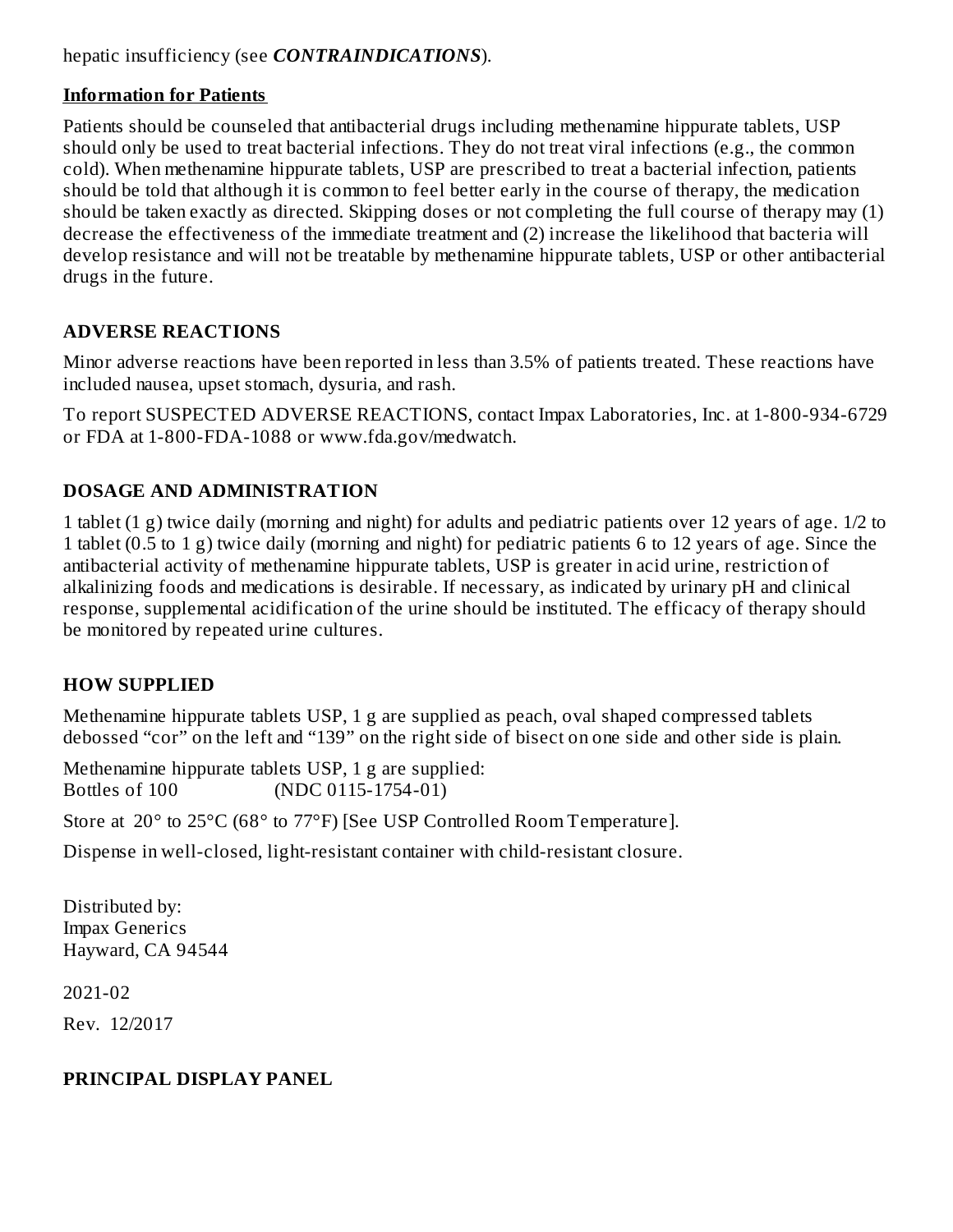hepatic insufficiency (see ***CONTRAINDICATIONS***).

### Information for Patients

Patients should be counseled that antibacterial drugs including methenamine hippurate tablets, USP should only be used to treat bacterial infections. They do not treat viral infections (e.g., the common cold). When methenamine hippurate tablets, USP are prescribed to treat a bacterial infection, patients should be told that although it is common to feel better early in the course of therapy, the medication should be taken exactly as directed. Skipping doses or not completing the full course of therapy may (1) decrease the effectiveness of the immediate treatment and (2) increase the likelihood that bacteria will develop resistance and will not be treatable by methenamine hippurate tablets, USP or other antibacterial drugs in the future.

## ADVERSE REACTIONS

Minor adverse reactions have been reported in less than 3.5% of patients treated. These reactions have included nausea, upset stomach, dysuria, and rash.

To report SUSPECTED ADVERSE REACTIONS, contact Impax Laboratories, Inc. at 1-800-934-6729 or FDA at 1-800-FDA-1088 or www.fda.gov/medwatch.

## DOSAGE AND ADMINISTRATION

1 tablet (1 g) twice daily (morning and night) for adults and pediatric patients over 12 years of age. 1/2 to 1 tablet (0.5 to 1 g) twice daily (morning and night) for pediatric patients 6 to 12 years of age. Since the antibacterial activity of methenamine hippurate tablets, USP is greater in acid urine, restriction of alkalinizing foods and medications is desirable. If necessary, as indicated by urinary pH and clinical response, supplemental acidification of the urine should be instituted. The efficacy of therapy should be monitored by repeated urine cultures.

## HOW SUPPLIED

Methenamine hippurate tablets USP, 1 g are supplied as peach, oval shaped compressed tablets debossed “cor” on the left and “139” on the right side of bisect on one side and other side is plain.

Methenamine hippurate tablets USP, 1 g are supplied:
Bottles of 100 (NDC 0115-1754-01)

Store at 20° to 25°C (68° to 77°F) [See USP Controlled Room Temperature].

Dispense in well-closed, light-resistant container with child-resistant closure.

Distributed by:
Impax Generics
Hayward, CA 94544

2021-02

Rev. 12/2017

## PRINCIPAL DISPLAY PANEL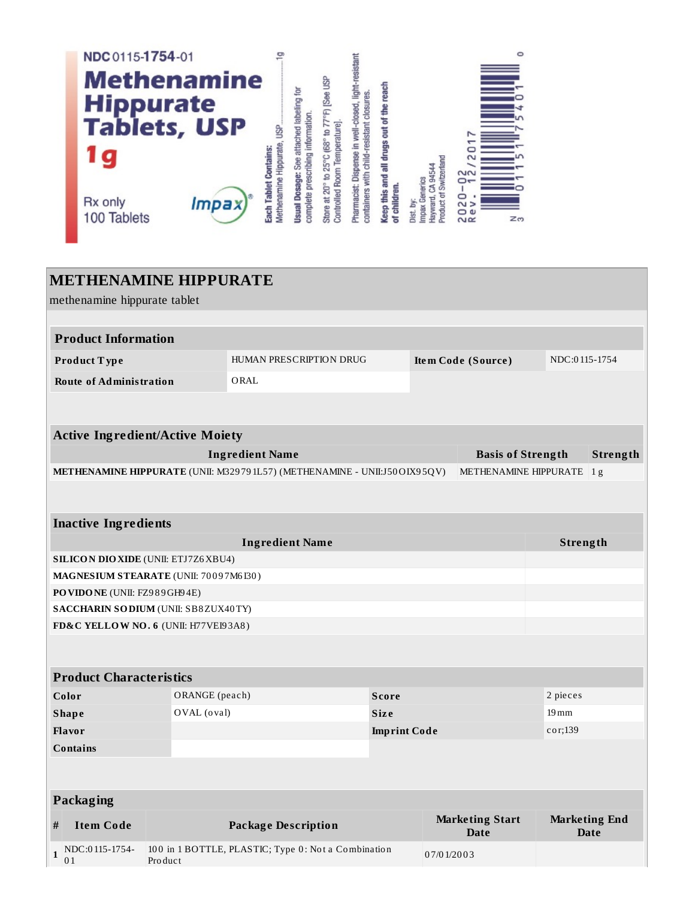NDC 0115-1754-01

**Methenamine Hippurate Tablets, USP**

**1g**

Rx only

100 Tablets

Impax®

**Each Tablet Contains:** Methenamine Hippurate, USP ..................1g

**Usual Dosage:** See attached labeling for complete prescribing information.

Store at 20° to 25°C (68° to 77°F) [See USP Controlled Room Temperature].

Pharmacist: Dispense in well-closed, light-resistant containers with child-resistant closures.

**Keep this and all drugs out of the reach of children.**

Dist. by:
Impax Generics
Hayward, CA 94544
Product of Switzerland

2020-02
Rev. 12/2017

N 3 0115 1754 01 0

# METHENAMINE HIPPURATE

methenamine hippurate tablet

| **Product Information** | | | |
|---|---|---|---|
| **Product Type** | HUMAN PRESCRIPTION DRUG | **Item Code (Source)** | NDC:0115-1754 |
| **Route of Administration** | ORAL | | |

| **Active Ingredient/Active Moiety** | | |
|---|---|---|
| **Ingredient Name** | **Basis of Strength** | **Strength** |
| **METHENAMINE HIPPURATE** (UNII: M329791L57) (METHENAMINE - UNII:J50OIX95QV) | METHENAMINE HIPPURATE | 1 g |

| **Inactive Ingredients** | |
|---|---|
| **Ingredient Name** | **Strength** |
| **SILICON DIOXIDE** (UNII: ETJ7Z6XBU4) | |
| **MAGNESIUM STEARATE** (UNII: 70097M6I30) | |
| **POVIDONE** (UNII: FZ989GH94E) | |
| **SACCHARIN SODIUM** (UNII: SB8ZUX40TY) | |
| **FD&C YELLOW NO. 6** (UNII: H77VEI93A8) | |

| **Product Characteristics** | | | |
|---|---|---|---|
| **Color** | ORANGE (peach) | **Score** | 2 pieces |
| **Shape** | OVAL (oval) | **Size** | 19mm |
| **Flavor** | | **Imprint Code** | cor;139 |
| **Contains** | | | |

| **Packaging** | | | | |
|---|---|---|---|---|
| **#** | **Item Code** | **Package Description** | **Marketing Start Date** | **Marketing End Date** |
| 1 | NDC:0115-1754-01 | 100 in 1 BOTTLE, PLASTIC; Type 0: Not a Combination Product | 07/01/2003 | |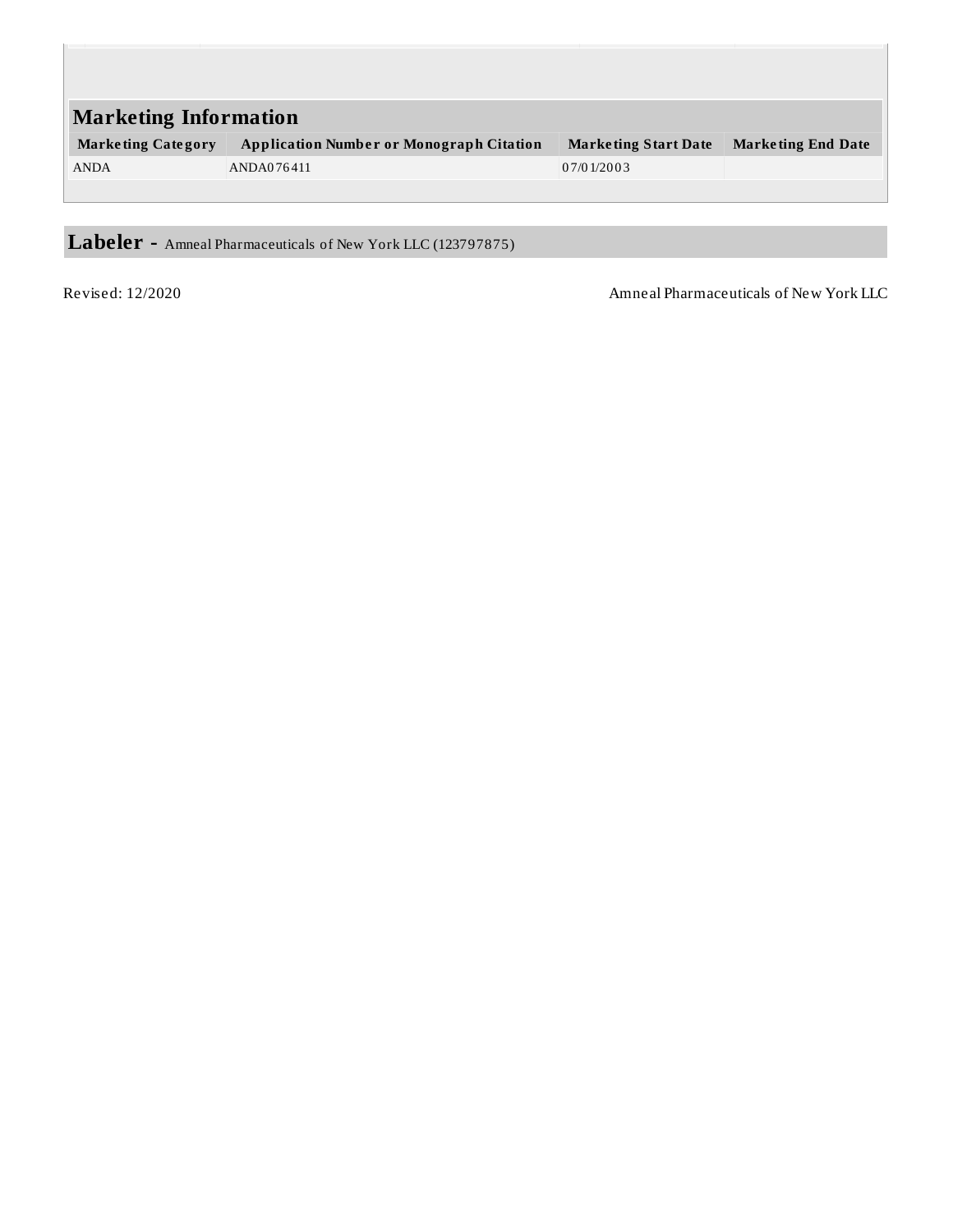## Marketing Information

| Marketing Category | Application Number or Monograph Citation | Marketing Start Date | Marketing End Date |
| --- | --- | --- | --- |
| ANDA | ANDA076411 | 07/01/2003 | |

## Labeler - Amneal Pharmaceuticals of New York LLC (123797875)

Revised: 12/2020

Amneal Pharmaceuticals of New York LLC